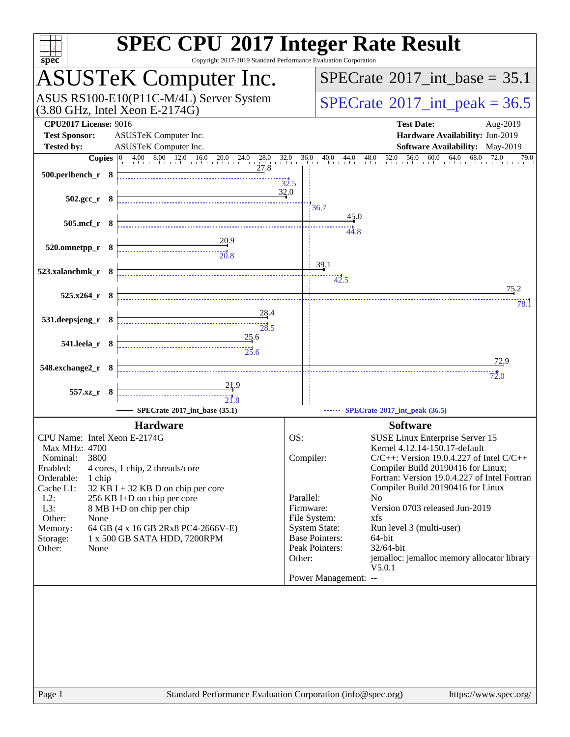# SPEC CPU 2017 Integer Rate Result

Copyright 2017-2019 Standard Performance Evaluation Corporation

## ASUSTeK Computer Inc.

ASUS RS100-E10(P11C-M/4L) Server System
(3.80 GHz, Intel Xeon E-2174G)

**SPECrate 2017_int_base = 35.1**

**SPECrate 2017_int_peak = 36.5**

| | | | |
|---|---|---|---|
| **CPU2017 License:** | 9016 | **Test Date:** | Aug-2019 |
| **Test Sponsor:** | ASUSTeK Computer Inc. | **Hardware Availability:** | Jun-2019 |
| **Tested by:** | ASUSTeK Computer Inc. | **Software Availability:** | May-2019 |

| Benchmark | Copies | Base | Peak |
|---|---|---|---|
| 500.perlbench_r | 8 | 27.8 | 32.5 |
| 502.gcc_r | 8 | 32.0 | 36.7 |
| 505.mcf_r | 8 | 45.0 | 44.8 |
| 520.omnetpp_r | 8 | 20.9 | 20.8 |
| 523.xalancbmk_r | 8 | 39.1 | 42.5 |
| 525.x264_r | 8 | 75.2 | 78.1 |
| 531.deepsjeng_r | 8 | 28.4 | 28.5 |
| 541.leela_r | 8 | 25.6 | 25.6 |
| 548.exchange2_r | 8 | 72.9 | 72.0 |
| 557.xz_r | 8 | 21.9 | 21.8 |

SPECrate 2017_int_base (35.1) — SPECrate 2017_int_peak (36.5)

## Hardware

| | |
|---|---|
| CPU Name: | Intel Xeon E-2174G |
| Max MHz: | 4700 |
| Nominal: | 3800 |
| Enabled: | 4 cores, 1 chip, 2 threads/core |
| Orderable: | 1 chip |
| Cache L1: | 32 KB I + 32 KB D on chip per core |
| L2: | 256 KB I+D on chip per core |
| L3: | 8 MB I+D on chip per chip |
| Other: | None |
| Memory: | 64 GB (4 x 16 GB 2Rx8 PC4-2666V-E) |
| Storage: | 1 x 500 GB SATA HDD, 7200RPM |
| Other: | None |

## Software

| | |
|---|---|
| OS: | SUSE Linux Enterprise Server 15<br>Kernel 4.12.14-150.17-default |
| Compiler: | C/C++: Version 19.0.4.227 of Intel C/C++ Compiler Build 20190416 for Linux;<br>Fortran: Version 19.0.4.227 of Intel Fortran Compiler Build 20190416 for Linux |
| Parallel: | No |
| Firmware: | Version 0703 released Jun-2019 |
| File System: | xfs |
| System State: | Run level 3 (multi-user) |
| Base Pointers: | 64-bit |
| Peak Pointers: | 32/64-bit |
| Other: | jemalloc: jemalloc memory allocator library V5.0.1 |
| Power Management: | -- |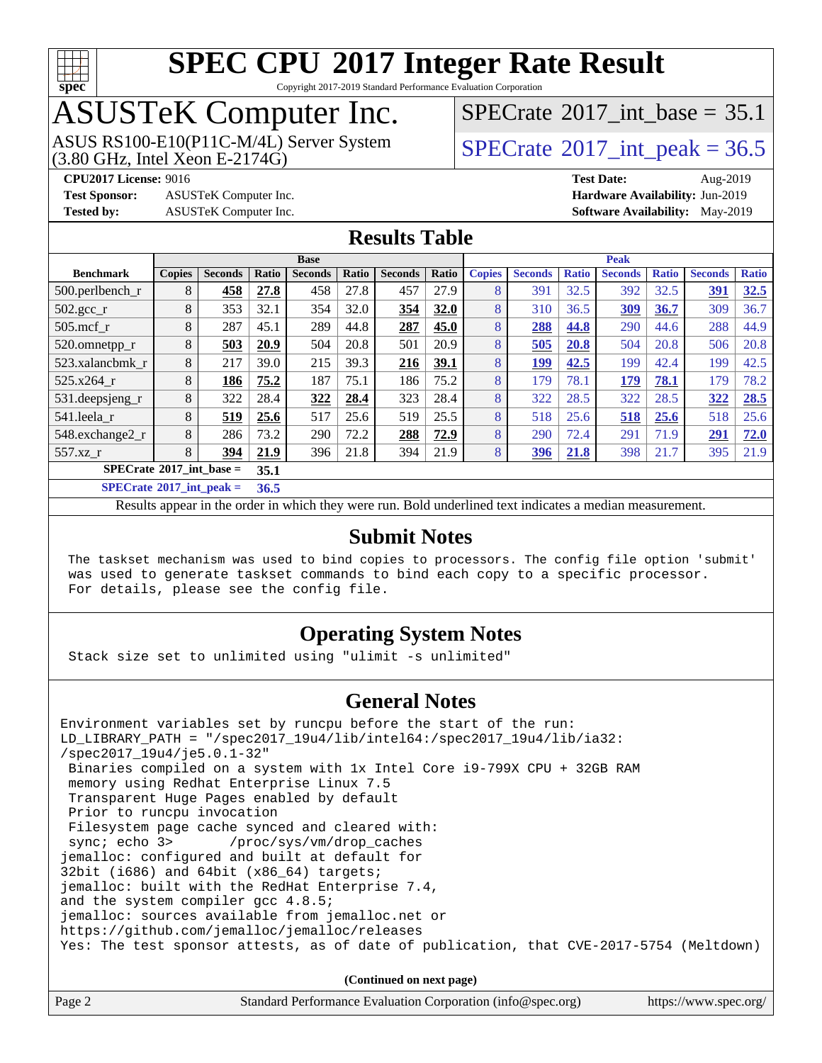# SPEC CPU 2017 Integer Rate Result

Copyright 2017-2019 Standard Performance Evaluation Corporation

# ASUSTeK Computer Inc.

ASUS RS100-E10(P11C-M/4L) Server System
(3.80 GHz, Intel Xeon E-2174G)

SPECrate 2017_int_base = 35.1

SPECrate 2017_int_peak = 36.5

**CPU2017 License:** 9016
**Test Sponsor:** ASUSTeK Computer Inc.
**Tested by:** ASUSTeK Computer Inc.

**Test Date:** Aug-2019
**Hardware Availability:** Jun-2019
**Software Availability:** May-2019

## Results Table

| Benchmark | Base | | | | | | | Peak | | | | | | |
|---|---|---|---|---|---|---|---|---|---|---|---|---|---|---|
| | Copies | Seconds | Ratio | Seconds | Ratio | Seconds | Ratio | Copies | Seconds | Ratio | Seconds | Ratio | Seconds | Ratio |
| 500.perlbench_r | 8 | **458** | **27.8** | 458 | 27.8 | 457 | 27.9 | 8 | 391 | 32.5 | 392 | 32.5 | **391** | **32.5** |
| 502.gcc_r | 8 | 353 | 32.1 | 354 | 32.0 | **354** | **32.0** | 8 | 310 | 36.5 | **309** | **36.7** | 309 | 36.7 |
| 505.mcf_r | 8 | 287 | 45.1 | 289 | 44.8 | **287** | **45.0** | 8 | **288** | **44.8** | 290 | 44.6 | 288 | 44.9 |
| 520.omnetpp_r | 8 | **503** | **20.9** | 504 | 20.8 | 501 | 20.9 | 8 | **505** | **20.8** | 504 | 20.8 | 506 | 20.8 |
| 523.xalancbmk_r | 8 | 217 | 39.0 | 215 | 39.3 | **216** | **39.1** | 8 | **199** | **42.5** | 199 | 42.4 | 199 | 42.5 |
| 525.x264_r | 8 | **186** | **75.2** | 187 | 75.1 | 186 | 75.2 | 8 | 179 | 78.1 | **179** | **78.1** | 179 | 78.2 |
| 531.deepsjeng_r | 8 | 322 | 28.4 | **322** | **28.4** | 323 | 28.4 | 8 | 322 | 28.5 | 322 | 28.5 | **322** | **28.5** |
| 541.leela_r | 8 | **519** | **25.6** | 517 | 25.6 | 519 | 25.5 | 8 | 518 | 25.6 | **518** | **25.6** | 518 | 25.6 |
| 548.exchange2_r | 8 | 286 | 73.2 | 290 | 72.2 | **288** | **72.9** | 8 | 290 | 72.4 | 291 | 71.9 | **291** | **72.0** |
| 557.xz_r | 8 | **394** | **21.9** | 396 | 21.8 | 394 | 21.9 | 8 | **396** | **21.8** | 398 | 21.7 | 395 | 21.9 |

**SPECrate 2017_int_base = 35.1**

**SPECrate 2017_int_peak = 36.5**

Results appear in the order in which they were run. Bold underlined text indicates a median measurement.

## Submit Notes

```
The taskset mechanism was used to bind copies to processors. The config file option 'submit'
was used to generate taskset commands to bind each copy to a specific processor.
For details, please see the config file.
```

## Operating System Notes

```
Stack size set to unlimited using "ulimit -s unlimited"
```

## General Notes

```
Environment variables set by runcpu before the start of the run:
LD_LIBRARY_PATH = "/spec2017_19u4/lib/intel64:/spec2017_19u4/lib/ia32:
/spec2017_19u4/je5.0.1-32"
 Binaries compiled on a system with 1x Intel Core i9-799X CPU + 32GB RAM
 memory using Redhat Enterprise Linux 7.5
 Transparent Huge Pages enabled by default
 Prior to runcpu invocation
 Filesystem page cache synced and cleared with:
 sync; echo 3>       /proc/sys/vm/drop_caches
jemalloc: configured and built at default for
32bit (i686) and 64bit (x86_64) targets;
jemalloc: built with the RedHat Enterprise 7.4,
and the system compiler gcc 4.8.5;
jemalloc: sources available from jemalloc.net or
https://github.com/jemalloc/jemalloc/releases
Yes: The test sponsor attests, as of date of publication, that CVE-2017-5754 (Meltdown)
```

(Continued on next page)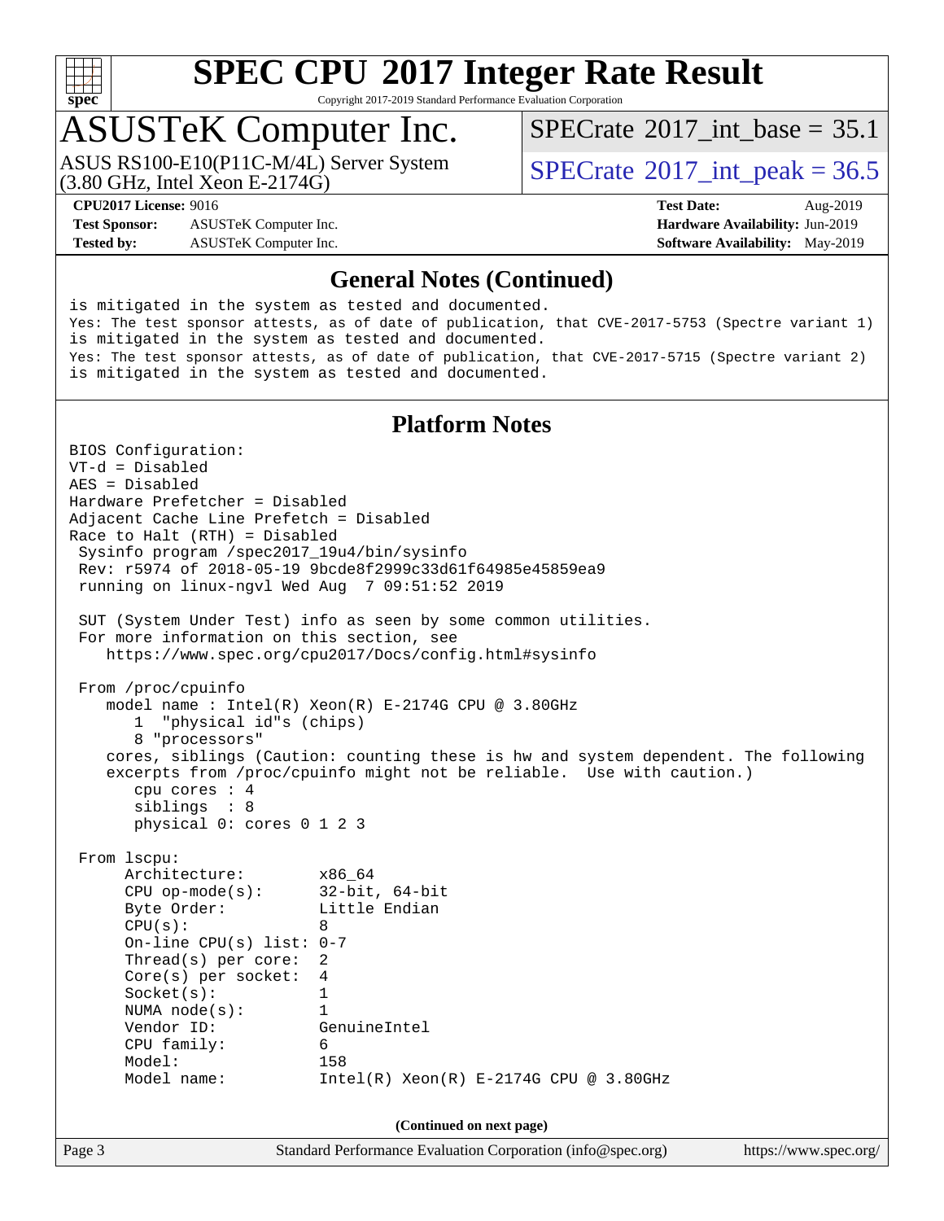## General Notes (Continued)

is mitigated in the system as tested and documented.
Yes: The test sponsor attests, as of date of publication, that CVE-2017-5753 (Spectre variant 1) is mitigated in the system as tested and documented.
Yes: The test sponsor attests, as of date of publication, that CVE-2017-5715 (Spectre variant 2) is mitigated in the system as tested and documented.

## Platform Notes

```
BIOS Configuration:
VT-d = Disabled
AES = Disabled
Hardware Prefetcher = Disabled
Adjacent Cache Line Prefetch = Disabled
Race to Halt (RTH) = Disabled
 Sysinfo program /spec2017_19u4/bin/sysinfo
 Rev: r5974 of 2018-05-19 9bcde8f2999c33d61f64985e45859ea9
 running on linux-ngvl Wed Aug  7 09:51:52 2019

 SUT (System Under Test) info as seen by some common utilities.
 For more information on this section, see
    https://www.spec.org/cpu2017/Docs/config.html#sysinfo

 From /proc/cpuinfo
    model name : Intel(R) Xeon(R) E-2174G CPU @ 3.80GHz
       1  "physical id"s (chips)
       8 "processors"
    cores, siblings (Caution: counting these is hw and system dependent. The following
    excerpts from /proc/cpuinfo might not be reliable.  Use with caution.)
       cpu cores : 4
       siblings  : 8
       physical 0: cores 0 1 2 3

 From lscpu:
      Architecture:        x86_64
      CPU op-mode(s):      32-bit, 64-bit
      Byte Order:          Little Endian
      CPU(s):              8
      On-line CPU(s) list: 0-7
      Thread(s) per core:  2
      Core(s) per socket:  4
      Socket(s):           1
      NUMA node(s):        1
      Vendor ID:           GenuineIntel
      CPU family:          6
      Model:               158
      Model name:          Intel(R) Xeon(R) E-2174G CPU @ 3.80GHz
```

(Continued on next page)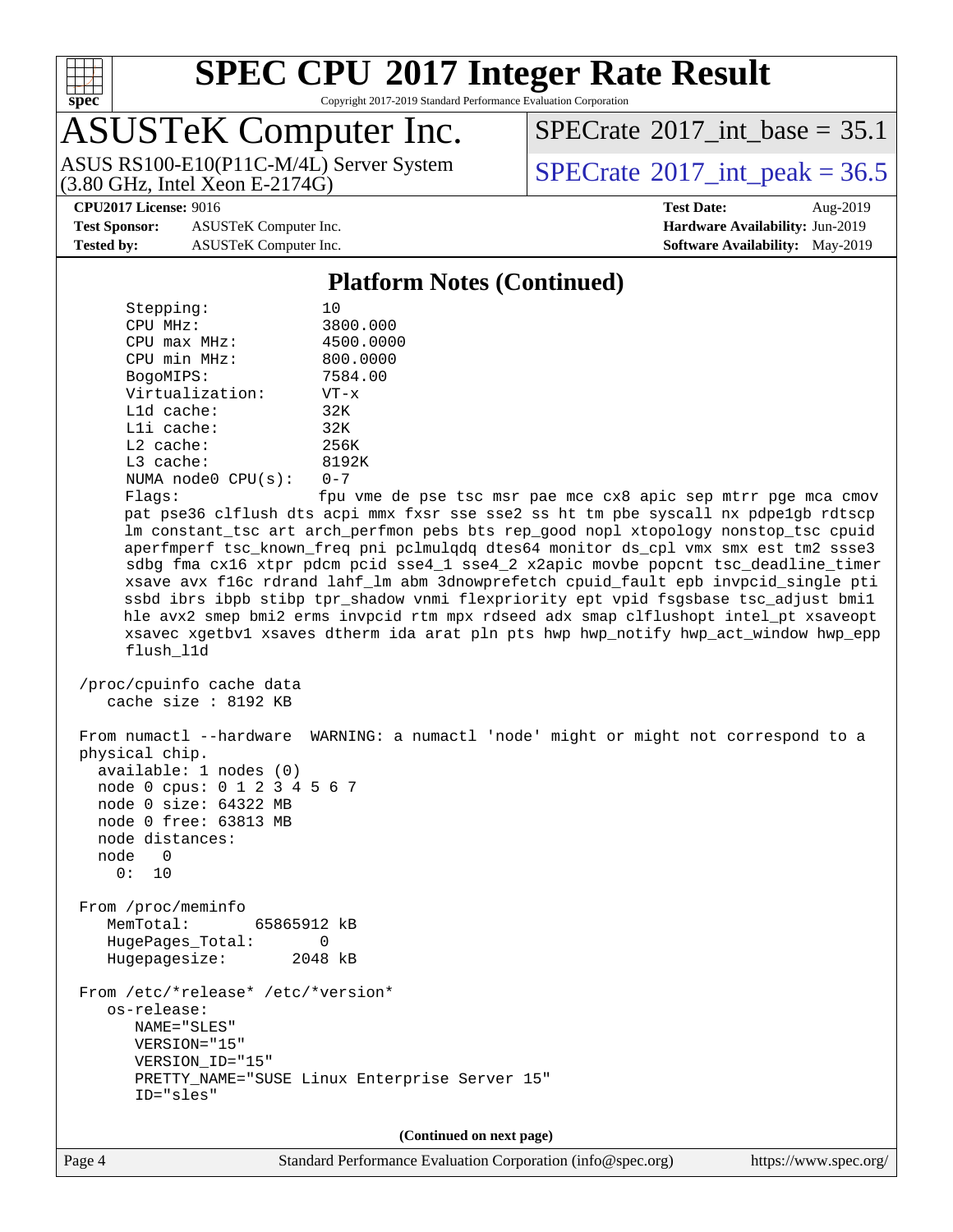## Platform Notes (Continued)

```
     Stepping:            10
     CPU MHz:             3800.000
     CPU max MHz:         4500.0000
     CPU min MHz:         800.0000
     BogoMIPS:            7584.00
     Virtualization:      VT-x
     L1d cache:           32K
     L1i cache:           32K
     L2 cache:            256K
     L3 cache:            8192K
     NUMA node0 CPU(s):   0-7
     Flags:               fpu vme de pse tsc msr pae mce cx8 apic sep mtrr pge mca cmov
     pat pse36 clflush dts acpi mmx fxsr sse sse2 ss ht tm pbe syscall nx pdpe1gb rdtscp
     lm constant_tsc art arch_perfmon pebs bts rep_good nopl xtopology nonstop_tsc cpuid
     aperfmperf tsc_known_freq pni pclmulqdq dtes64 monitor ds_cpl vmx smx est tm2 ssse3
     sdbg fma cx16 xtpr pdcm pcid sse4_1 sse4_2 x2apic movbe popcnt tsc_deadline_timer
     xsave avx f16c rdrand lahf_lm abm 3dnowprefetch cpuid_fault epb invpcid_single pti
     ssbd ibrs ibpb stibp tpr_shadow vnmi flexpriority ept vpid fsgsbase tsc_adjust bmi1
     hle avx2 smep bmi2 erms invpcid rtm mpx rdseed adx smap clflushopt intel_pt xsaveopt
     xsavec xgetbv1 xsaves dtherm ida arat pln pts hwp hwp_notify hwp_act_window hwp_epp
     flush_l1d

 /proc/cpuinfo cache data
    cache size : 8192 KB

 From numactl --hardware  WARNING: a numactl 'node' might or might not correspond to a
 physical chip.
   available: 1 nodes (0)
   node 0 cpus: 0 1 2 3 4 5 6 7
   node 0 size: 64322 MB
   node 0 free: 63813 MB
   node distances:
   node   0
     0:  10

 From /proc/meminfo
    MemTotal:       65865912 kB
    HugePages_Total:       0
    Hugepagesize:       2048 kB

 From /etc/*release* /etc/*version*
    os-release:
       NAME="SLES"
       VERSION="15"
       VERSION_ID="15"
       PRETTY_NAME="SUSE Linux Enterprise Server 15"
       ID="sles"
```

(Continued on next page)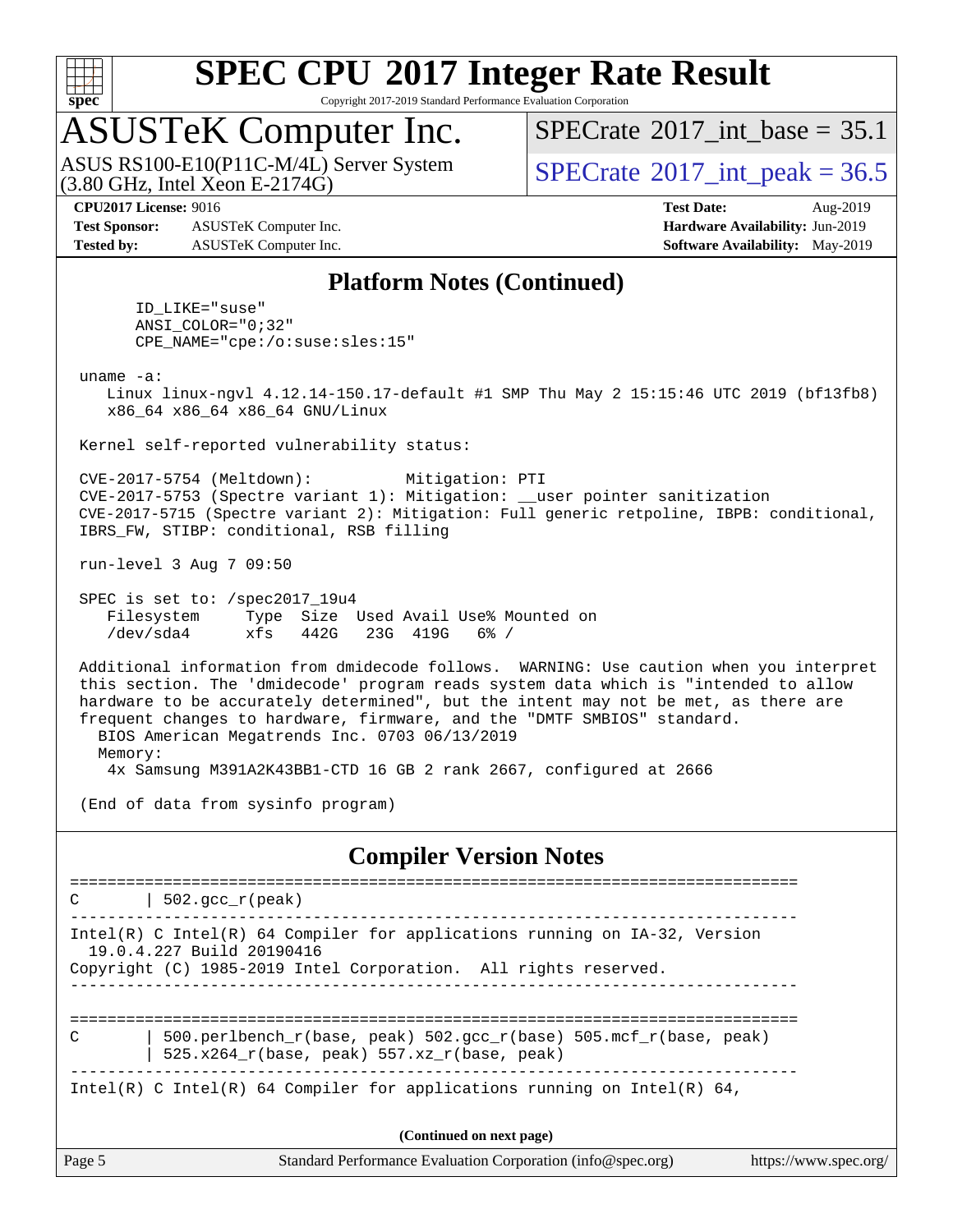## Platform Notes (Continued)

```
      ID_LIKE="suse"
      ANSI_COLOR="0;32"
      CPE_NAME="cpe:/o:suse:sles:15"

 uname -a:
    Linux linux-ngvl 4.12.14-150.17-default #1 SMP Thu May 2 15:15:46 UTC 2019 (bf13fb8)
    x86_64 x86_64 x86_64 GNU/Linux

 Kernel self-reported vulnerability status:

 CVE-2017-5754 (Meltdown):          Mitigation: PTI
 CVE-2017-5753 (Spectre variant 1): Mitigation: __user pointer sanitization
 CVE-2017-5715 (Spectre variant 2): Mitigation: Full generic retpoline, IBPB: conditional,
 IBRS_FW, STIBP: conditional, RSB filling

 run-level 3 Aug 7 09:50

 SPEC is set to: /spec2017_19u4
    Filesystem     Type  Size  Used Avail Use% Mounted on
    /dev/sda4      xfs   442G   23G  419G   6% /

 Additional information from dmidecode follows.  WARNING: Use caution when you interpret
 this section. The 'dmidecode' program reads system data which is "intended to allow
 hardware to be accurately determined", but the intent may not be met, as there are
 frequent changes to hardware, firmware, and the "DMTF SMBIOS" standard.
   BIOS American Megatrends Inc. 0703 06/13/2019
   Memory:
     4x Samsung M391A2K43BB1-CTD 16 GB 2 rank 2667, configured at 2666

 (End of data from sysinfo program)
```

## Compiler Version Notes

```
==============================================================================
C       | 502.gcc_r(peak)
------------------------------------------------------------------------------
Intel(R) C Intel(R) 64 Compiler for applications running on IA-32, Version
  19.0.4.227 Build 20190416
Copyright (C) 1985-2019 Intel Corporation.  All rights reserved.
------------------------------------------------------------------------------

==============================================================================
C       | 500.perlbench_r(base, peak) 502.gcc_r(base) 505.mcf_r(base, peak)
        | 525.x264_r(base, peak) 557.xz_r(base, peak)
------------------------------------------------------------------------------
Intel(R) C Intel(R) 64 Compiler for applications running on Intel(R) 64,
```

(Continued on next page)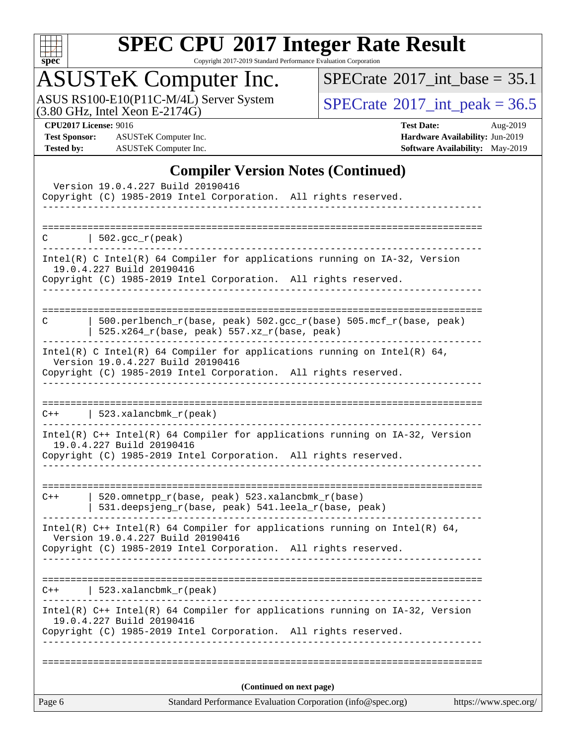## Compiler Version Notes (Continued)

```
  Version 19.0.4.227 Build 20190416
Copyright (C) 1985-2019 Intel Corporation.  All rights reserved.
------------------------------------------------------------------------------

==============================================================================
C       | 502.gcc_r(peak)
------------------------------------------------------------------------------
Intel(R) C Intel(R) 64 Compiler for applications running on IA-32, Version
  19.0.4.227 Build 20190416
Copyright (C) 1985-2019 Intel Corporation.  All rights reserved.
------------------------------------------------------------------------------

==============================================================================
C       | 500.perlbench_r(base, peak) 502.gcc_r(base) 505.mcf_r(base, peak)
        | 525.x264_r(base, peak) 557.xz_r(base, peak)
------------------------------------------------------------------------------
Intel(R) C Intel(R) 64 Compiler for applications running on Intel(R) 64,
  Version 19.0.4.227 Build 20190416
Copyright (C) 1985-2019 Intel Corporation.  All rights reserved.
------------------------------------------------------------------------------

==============================================================================
C++     | 523.xalancbmk_r(peak)
------------------------------------------------------------------------------
Intel(R) C++ Intel(R) 64 Compiler for applications running on IA-32, Version
  19.0.4.227 Build 20190416
Copyright (C) 1985-2019 Intel Corporation.  All rights reserved.
------------------------------------------------------------------------------

==============================================================================
C++     | 520.omnetpp_r(base, peak) 523.xalancbmk_r(base)
        | 531.deepsjeng_r(base, peak) 541.leela_r(base, peak)
------------------------------------------------------------------------------
Intel(R) C++ Intel(R) 64 Compiler for applications running on Intel(R) 64,
  Version 19.0.4.227 Build 20190416
Copyright (C) 1985-2019 Intel Corporation.  All rights reserved.
------------------------------------------------------------------------------

==============================================================================
C++     | 523.xalancbmk_r(peak)
------------------------------------------------------------------------------
Intel(R) C++ Intel(R) 64 Compiler for applications running on IA-32, Version
  19.0.4.227 Build 20190416
Copyright (C) 1985-2019 Intel Corporation.  All rights reserved.
------------------------------------------------------------------------------

==============================================================================
```

**(Continued on next page)**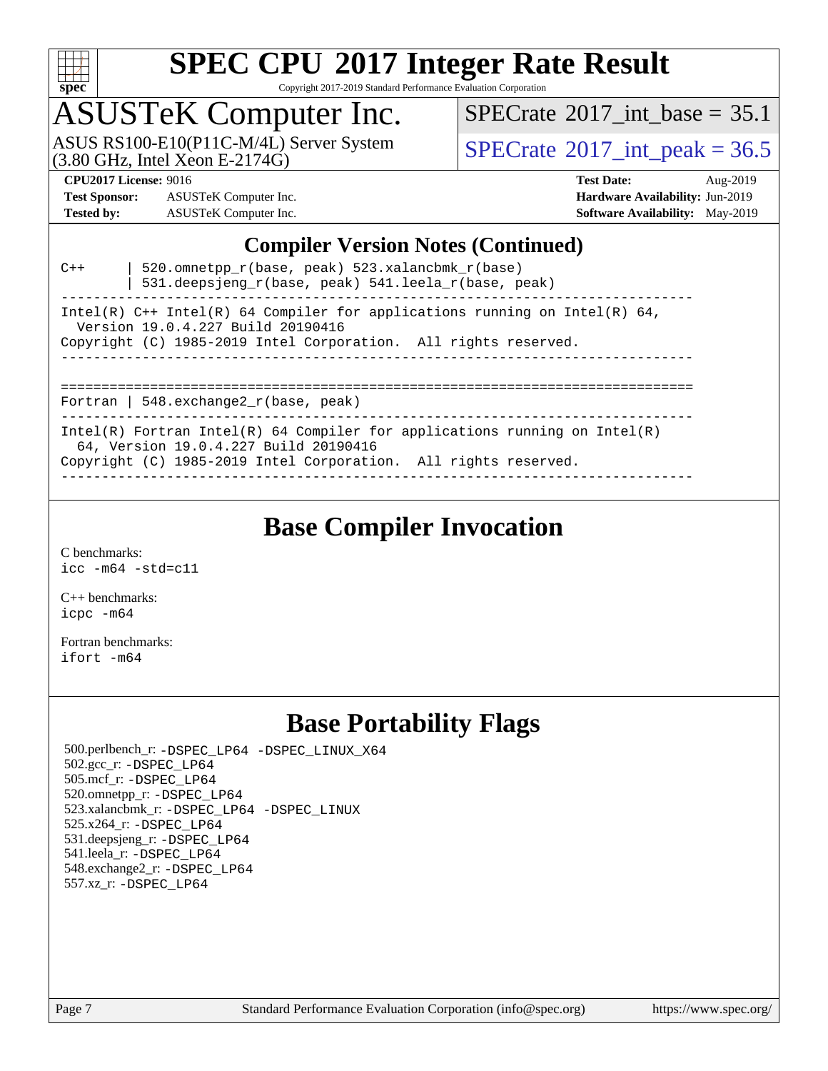## Compiler Version Notes (Continued)

```
C++      | 520.omnetpp_r(base, peak) 523.xalancbmk_r(base)
         | 531.deepsjeng_r(base, peak) 541.leela_r(base, peak)
------------------------------------------------------------------------------
Intel(R) C++ Intel(R) 64 Compiler for applications running on Intel(R) 64,
  Version 19.0.4.227 Build 20190416
Copyright (C) 1985-2019 Intel Corporation.  All rights reserved.
------------------------------------------------------------------------------

==============================================================================
Fortran | 548.exchange2_r(base, peak)
------------------------------------------------------------------------------
Intel(R) Fortran Intel(R) 64 Compiler for applications running on Intel(R)
  64, Version 19.0.4.227 Build 20190416
Copyright (C) 1985-2019 Intel Corporation.  All rights reserved.
------------------------------------------------------------------------------
```

## Base Compiler Invocation

C benchmarks:
`icc -m64 -std=c11`

C++ benchmarks:
`icpc -m64`

Fortran benchmarks:
`ifort -m64`

## Base Portability Flags

500.perlbench_r: -DSPEC_LP64 -DSPEC_LINUX_X64
502.gcc_r: -DSPEC_LP64
505.mcf_r: -DSPEC_LP64
520.omnetpp_r: -DSPEC_LP64
523.xalancbmk_r: -DSPEC_LP64 -DSPEC_LINUX
525.x264_r: -DSPEC_LP64
531.deepsjeng_r: -DSPEC_LP64
541.leela_r: -DSPEC_LP64
548.exchange2_r: -DSPEC_LP64
557.xz_r: -DSPEC_LP64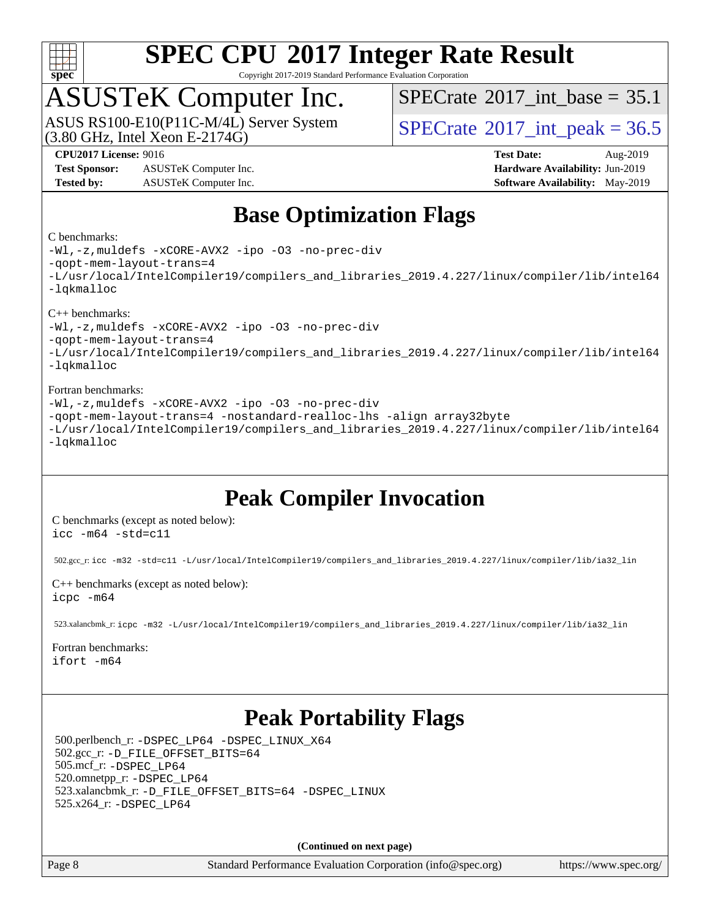# SPEC CPU 2017 Integer Rate Result

Copyright 2017-2019 Standard Performance Evaluation Corporation

## ASUSTeK Computer Inc.

ASUS RS100-E10(P11C-M/4L) Server System (3.80 GHz, Intel Xeon E-2174G)

SPECrate 2017_int_base = 35.1

SPECrate 2017_int_peak = 36.5

**CPU2017 License:** 9016
**Test Sponsor:** ASUSTeK Computer Inc.
**Tested by:** ASUSTeK Computer Inc.

**Test Date:** Aug-2019
**Hardware Availability:** Jun-2019
**Software Availability:** May-2019

## Base Optimization Flags

C benchmarks:

```
-Wl,-z,muldefs -xCORE-AVX2 -ipo -O3 -no-prec-div
-qopt-mem-layout-trans=4
-L/usr/local/IntelCompiler19/compilers_and_libraries_2019.4.227/linux/compiler/lib/intel64
-lqkmalloc
```

C++ benchmarks:

```
-Wl,-z,muldefs -xCORE-AVX2 -ipo -O3 -no-prec-div
-qopt-mem-layout-trans=4
-L/usr/local/IntelCompiler19/compilers_and_libraries_2019.4.227/linux/compiler/lib/intel64
-lqkmalloc
```

Fortran benchmarks:

```
-Wl,-z,muldefs -xCORE-AVX2 -ipo -O3 -no-prec-div
-qopt-mem-layout-trans=4 -nostandard-realloc-lhs -align array32byte
-L/usr/local/IntelCompiler19/compilers_and_libraries_2019.4.227/linux/compiler/lib/intel64
-lqkmalloc
```

## Peak Compiler Invocation

C benchmarks (except as noted below):

```
icc -m64 -std=c11
```

502.gcc_r: `icc -m32 -std=c11 -L/usr/local/IntelCompiler19/compilers_and_libraries_2019.4.227/linux/compiler/lib/ia32_lin`

C++ benchmarks (except as noted below):

```
icpc -m64
```

523.xalancbmk_r: `icpc -m32 -L/usr/local/IntelCompiler19/compilers_and_libraries_2019.4.227/linux/compiler/lib/ia32_lin`

Fortran benchmarks:

```
ifort -m64
```

## Peak Portability Flags

500.perlbench_r: `-DSPEC_LP64 -DSPEC_LINUX_X64`
502.gcc_r: `-D_FILE_OFFSET_BITS=64`
505.mcf_r: `-DSPEC_LP64`
520.omnetpp_r: `-DSPEC_LP64`
523.xalancbmk_r: `-D_FILE_OFFSET_BITS=64 -DSPEC_LINUX`
525.x264_r: `-DSPEC_LP64`

**(Continued on next page)**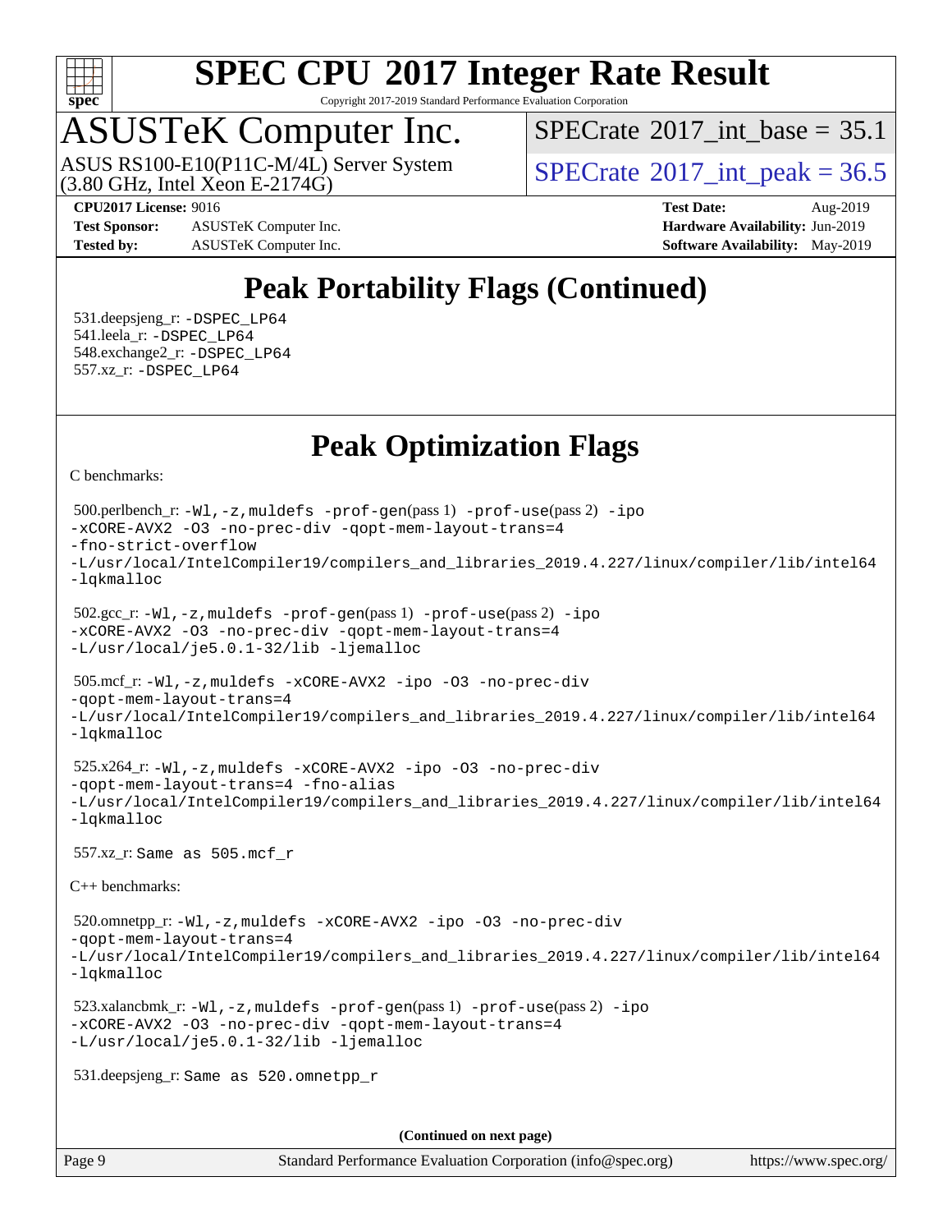# Peak Portability Flags (Continued)

531.deepsjeng_r: -DSPEC_LP64
541.leela_r: -DSPEC_LP64
548.exchange2_r: -DSPEC_LP64
557.xz_r: -DSPEC_LP64

# Peak Optimization Flags

C benchmarks:

500.perlbench_r: -Wl,-z,muldefs -prof-gen(pass 1) -prof-use(pass 2) -ipo -xCORE-AVX2 -O3 -no-prec-div -qopt-mem-layout-trans=4 -fno-strict-overflow -L/usr/local/IntelCompiler19/compilers_and_libraries_2019.4.227/linux/compiler/lib/intel64 -lqkmalloc

502.gcc_r: -Wl,-z,muldefs -prof-gen(pass 1) -prof-use(pass 2) -ipo -xCORE-AVX2 -O3 -no-prec-div -qopt-mem-layout-trans=4 -L/usr/local/je5.0.1-32/lib -ljemalloc

505.mcf_r: -Wl,-z,muldefs -xCORE-AVX2 -ipo -O3 -no-prec-div -qopt-mem-layout-trans=4 -L/usr/local/IntelCompiler19/compilers_and_libraries_2019.4.227/linux/compiler/lib/intel64 -lqkmalloc

525.x264_r: -Wl,-z,muldefs -xCORE-AVX2 -ipo -O3 -no-prec-div -qopt-mem-layout-trans=4 -fno-alias -L/usr/local/IntelCompiler19/compilers_and_libraries_2019.4.227/linux/compiler/lib/intel64 -lqkmalloc

557.xz_r: Same as 505.mcf_r

C++ benchmarks:

520.omnetpp_r: -Wl,-z,muldefs -xCORE-AVX2 -ipo -O3 -no-prec-div -qopt-mem-layout-trans=4 -L/usr/local/IntelCompiler19/compilers_and_libraries_2019.4.227/linux/compiler/lib/intel64 -lqkmalloc

523.xalancbmk_r: -Wl,-z,muldefs -prof-gen(pass 1) -prof-use(pass 2) -ipo -xCORE-AVX2 -O3 -no-prec-div -qopt-mem-layout-trans=4 -L/usr/local/je5.0.1-32/lib -ljemalloc

531.deepsjeng_r: Same as 520.omnetpp_r

**(Continued on next page)**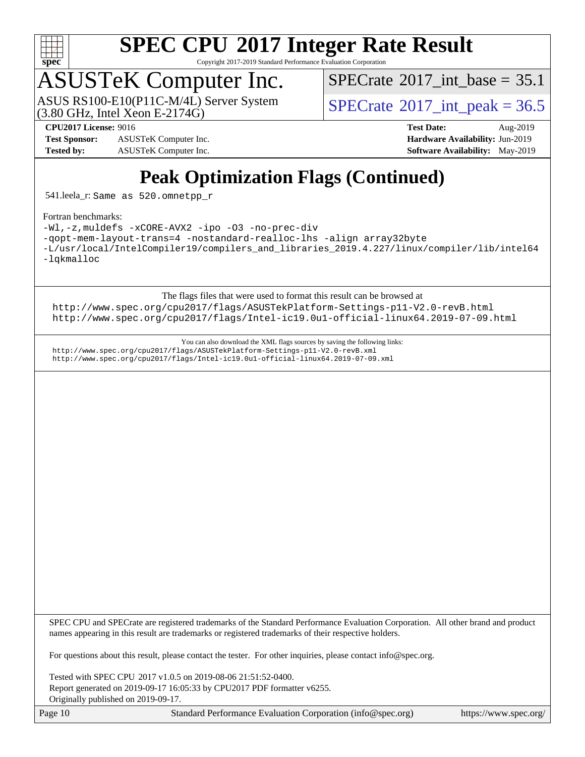# Peak Optimization Flags (Continued)

541.leela_r: Same as 520.omnetpp_r

Fortran benchmarks:

-Wl,-z,muldefs -xCORE-AVX2 -ipo -O3 -no-prec-div
-qopt-mem-layout-trans=4 -nostandard-realloc-lhs -align array32byte
-L/usr/local/IntelCompiler19/compilers_and_libraries_2019.4.227/linux/compiler/lib/intel64
-lqkmalloc

The flags files that were used to format this result can be browsed at
http://www.spec.org/cpu2017/flags/ASUSTekPlatform-Settings-p11-V2.0-revB.html
http://www.spec.org/cpu2017/flags/Intel-ic19.0u1-official-linux64.2019-07-09.html

You can also download the XML flags sources by saving the following links:
http://www.spec.org/cpu2017/flags/ASUSTekPlatform-Settings-p11-V2.0-revB.xml
http://www.spec.org/cpu2017/flags/Intel-ic19.0u1-official-linux64.2019-07-09.xml

SPEC CPU and SPECrate are registered trademarks of the Standard Performance Evaluation Corporation. All other brand and product names appearing in this result are trademarks or registered trademarks of their respective holders.

For questions about this result, please contact the tester. For other inquiries, please contact info@spec.org.

Tested with SPEC CPU 2017 v1.0.5 on 2019-08-06 21:51:52-0400.
Report generated on 2019-09-17 16:05:33 by CPU2017 PDF formatter v6255.
Originally published on 2019-09-17.